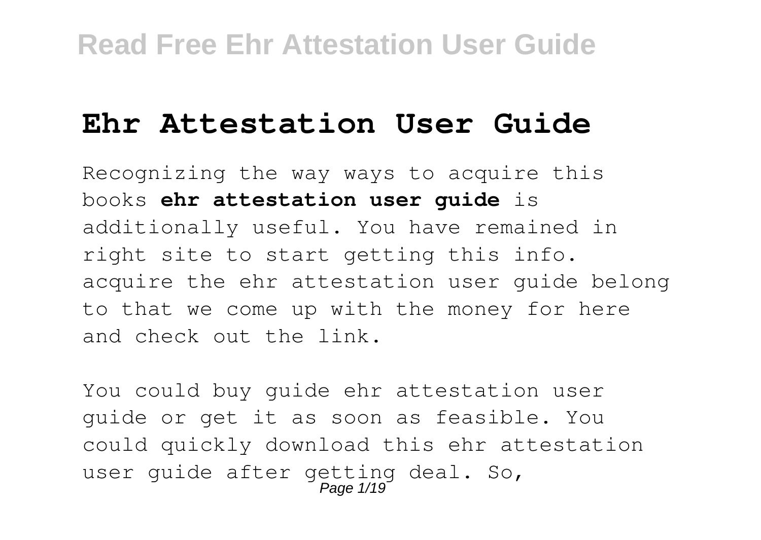# Ehr Attestation User Guide

Recognizing the way ways to acquire this books **ehr attestation user guide** is additionally useful. You have remained in right site to start getting this info. acquire the ehr attestation user guide belong to that we come up with the money for here and check out the link.

You could buy guide ehr attestation user guide or get it as soon as feasible. You could quickly download this ehr attestation user guide after getting deal. So,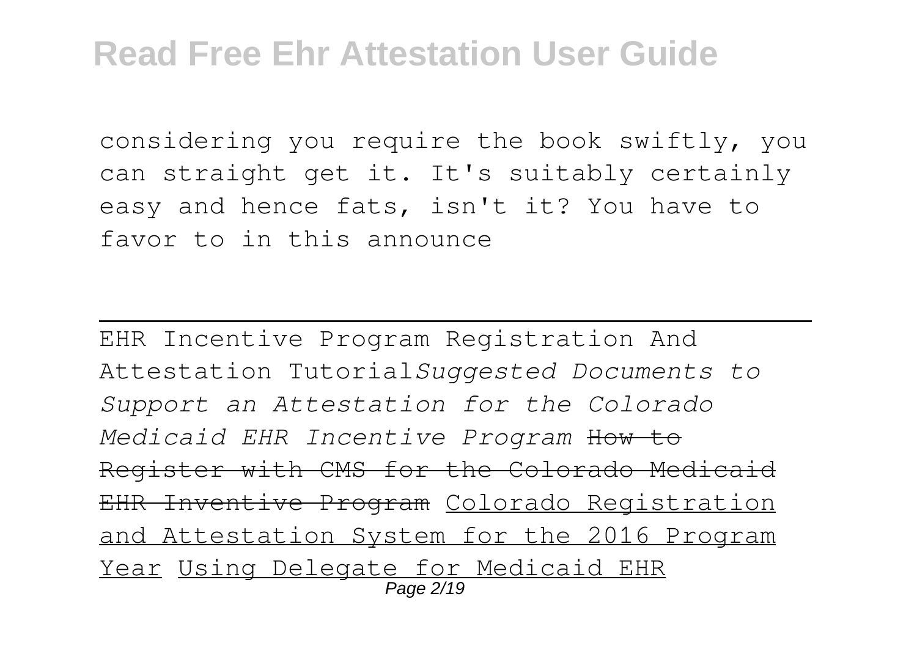considering you require the book swiftly, you can straight get it. It's suitably certainly easy and hence fats, isn't it? You have to favor to in this announce

---

EHR Incentive Program Registration And Attestation Tutorial*Suggested Documents to Support an Attestation for the Colorado Medicaid EHR Incentive Program* ~~How to Register with CMS for the Colorado Medicaid EHR Inventive Program~~ Colorado Registration and Attestation System for the 2016 Program Year Using Delegate for Medicaid EHR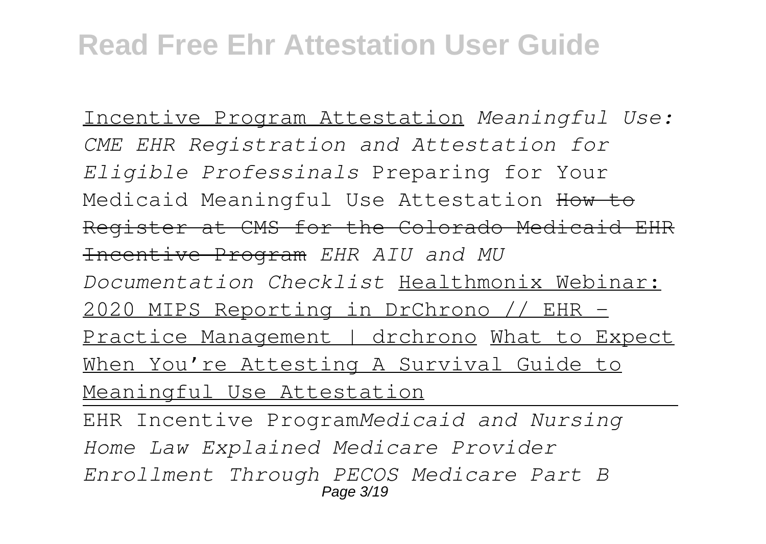Incentive Program Attestation *Meaningful Use: CME EHR Registration and Attestation for Eligible Professinals* Preparing for Your Medicaid Meaningful Use Attestation ~~How to Register at CMS for the Colorado Medicaid EHR Incentive Program~~ *EHR AIU and MU Documentation Checklist* Healthmonix Webinar: 2020 MIPS Reporting in DrChrono // EHR - Practice Management | drchrono What to Expect When You're Attesting A Survival Guide to Meaningful Use Attestation

EHR Incentive Program*Medicaid and Nursing Home Law Explained Medicare Provider Enrollment Through PECOS Medicare Part B*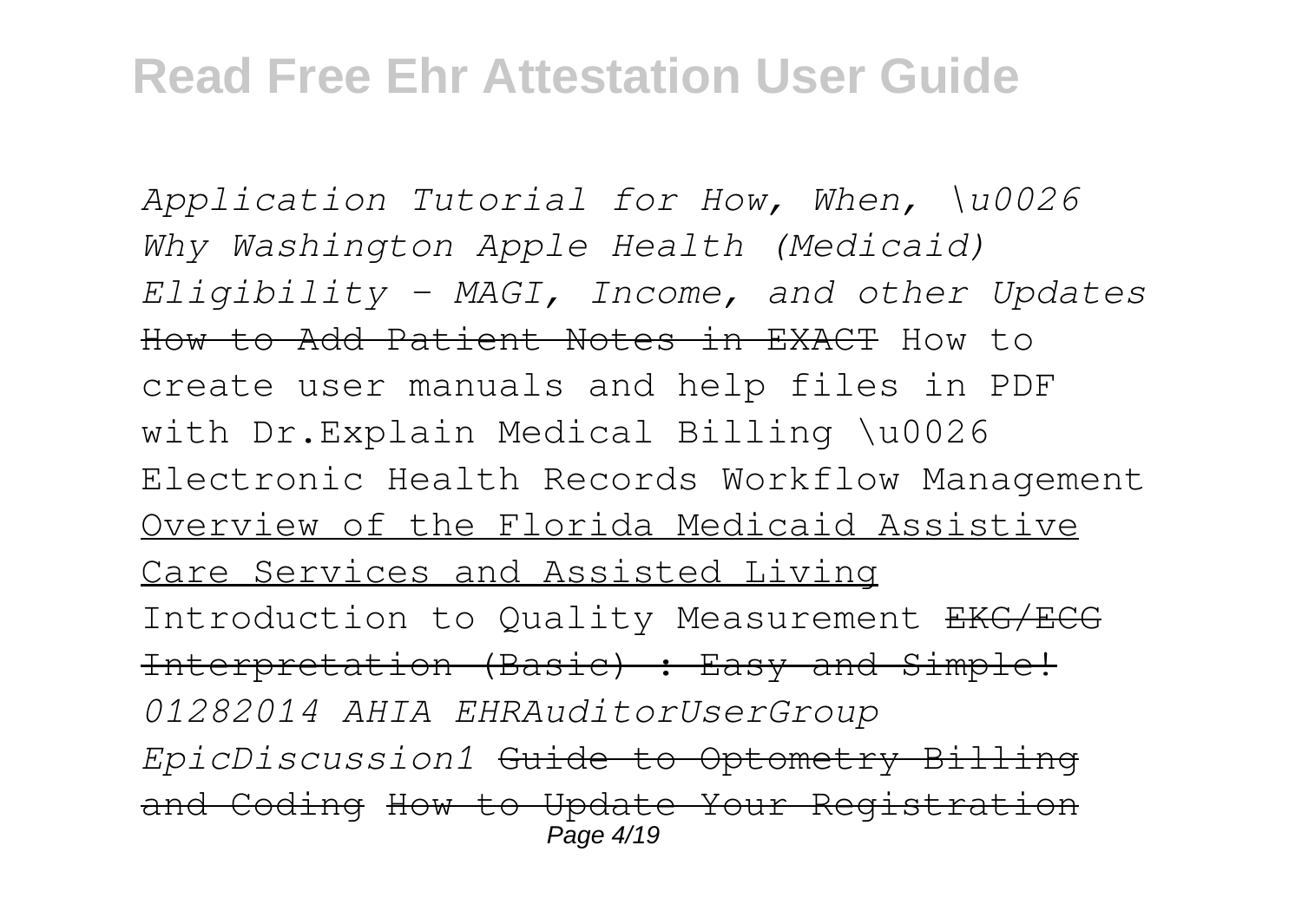*Application Tutorial for How, When, \u0026 Why Washington Apple Health (Medicaid) Eligibility - MAGI, Income, and other Updates* ~~How to Add Patient Notes in EXACT~~ How to create user manuals and help files in PDF with Dr.Explain Medical Billing \u0026 Electronic Health Records Workflow Management <u>Overview of the Florida Medicaid Assistive Care Services and Assisted Living</u> Introduction to Quality Measurement ~~EKG/ECG Interpretation (Basic) : Easy and Simple!~~ *01282014 AHIA EHRAuditorUserGroup EpicDiscussion1* ~~Guide to Optometry Billing and Coding~~ ~~How to Update Your Registration~~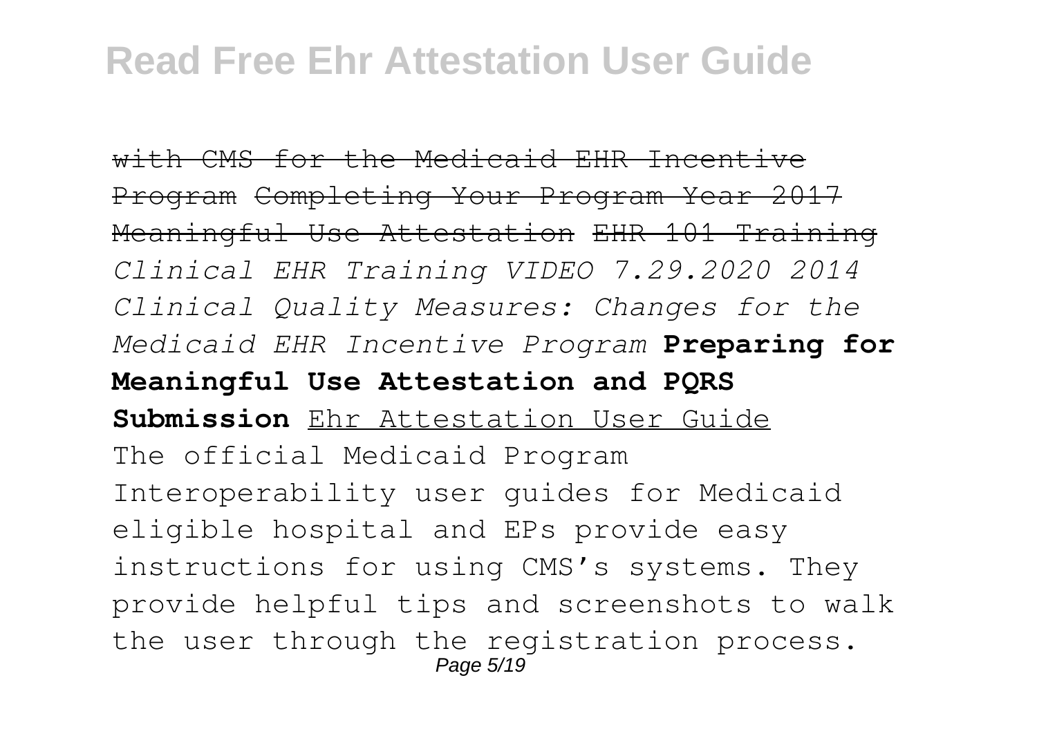~~with CMS for the Medicaid EHR Incentive Program~~ ~~Completing Your Program Year 2017 Meaningful Use Attestation~~ ~~EHR 101 Training~~ *Clinical EHR Training VIDEO 7.29.2020 2014 Clinical Quality Measures: Changes for the Medicaid EHR Incentive Program* **Preparing for Meaningful Use Attestation and PQRS Submission** Ehr Attestation User Guide

The official Medicaid Program Interoperability user guides for Medicaid eligible hospital and EPs provide easy instructions for using CMS's systems. They provide helpful tips and screenshots to walk the user through the registration process.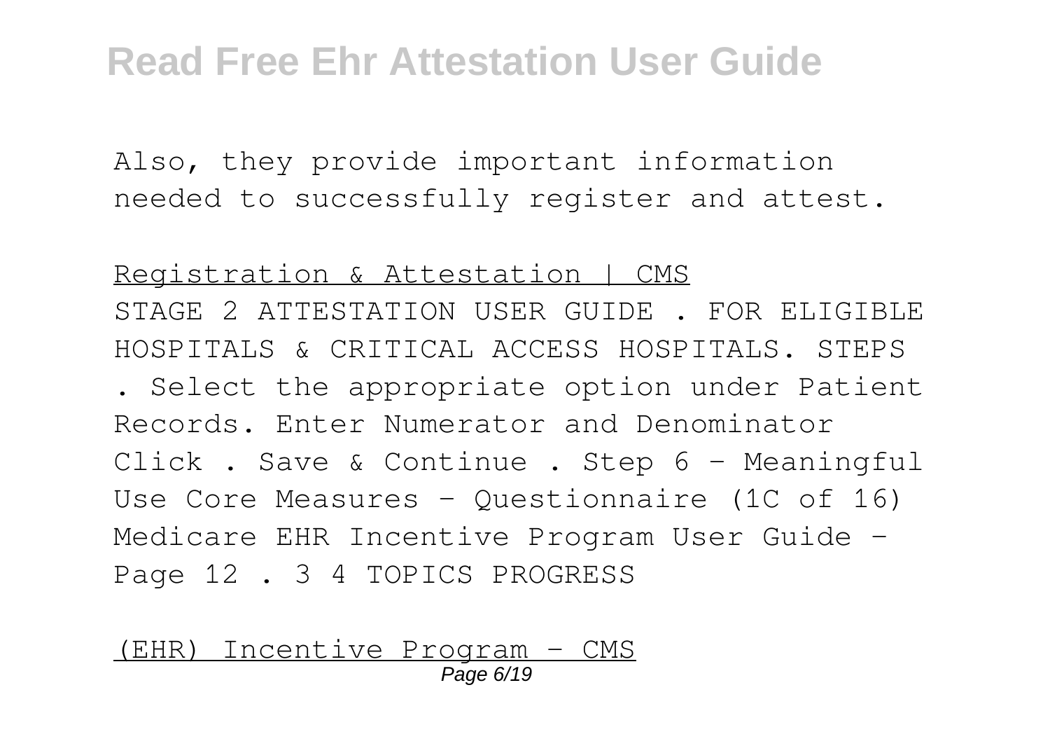Also, they provide important information needed to successfully register and attest.

Registration & Attestation | CMS

STAGE 2 ATTESTATION USER GUIDE . FOR ELIGIBLE HOSPITALS & CRITICAL ACCESS HOSPITALS. STEPS . Select the appropriate option under Patient Records. Enter Numerator and Denominator Click . Save & Continue . Step 6 – Meaningful Use Core Measures – Questionnaire (1C of 16) Medicare EHR Incentive Program User Guide – Page 12 . 3 4 TOPICS PROGRESS

(EHR) Incentive Program - CMS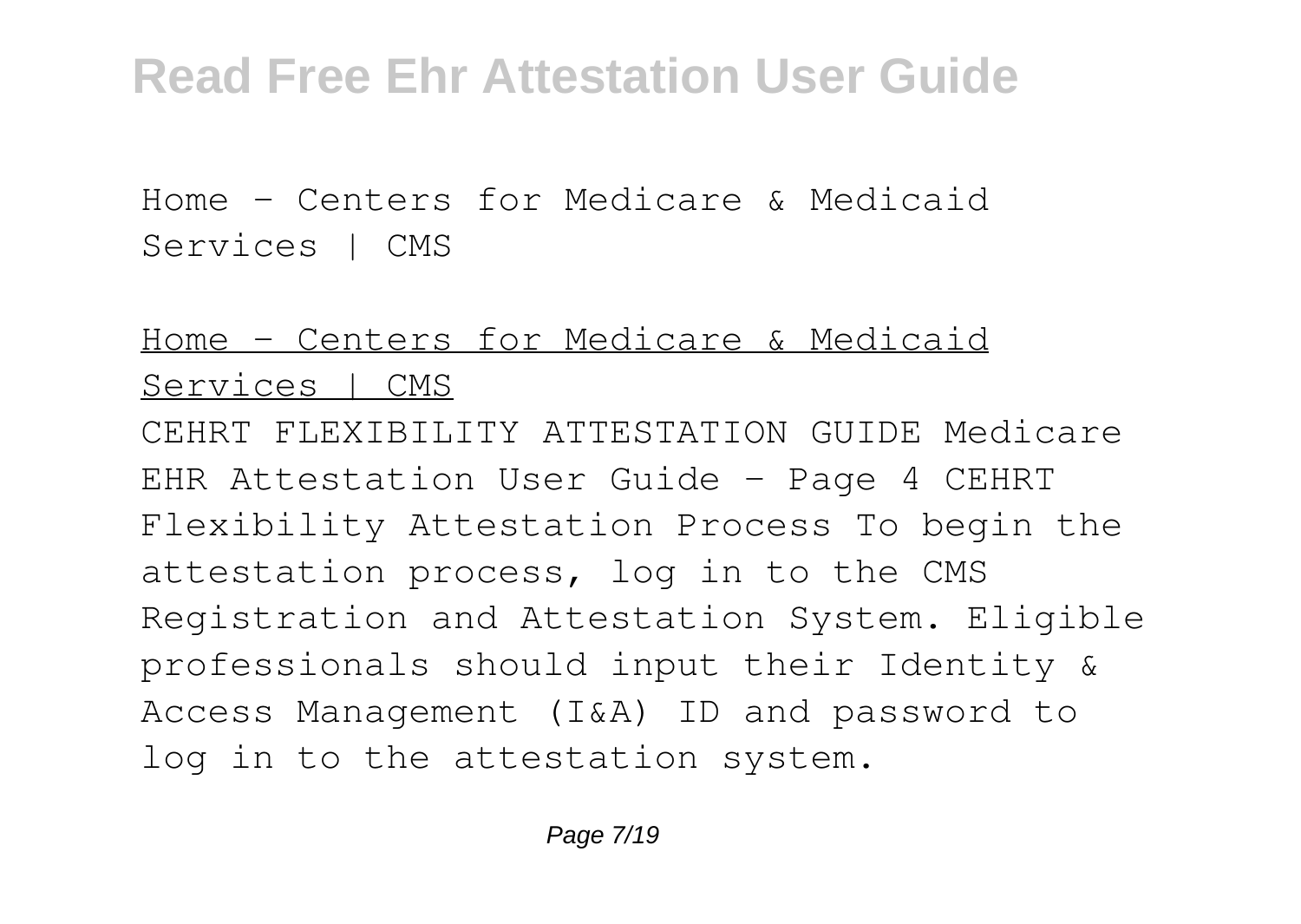Home - Centers for Medicare & Medicaid Services | CMS

## Home - Centers for Medicare & Medicaid Services | CMS

CEHRT FLEXIBILITY ATTESTATION GUIDE Medicare EHR Attestation User Guide - Page 4 CEHRT Flexibility Attestation Process To begin the attestation process, log in to the CMS Registration and Attestation System. Eligible professionals should input their Identity & Access Management (I&A) ID and password to log in to the attestation system.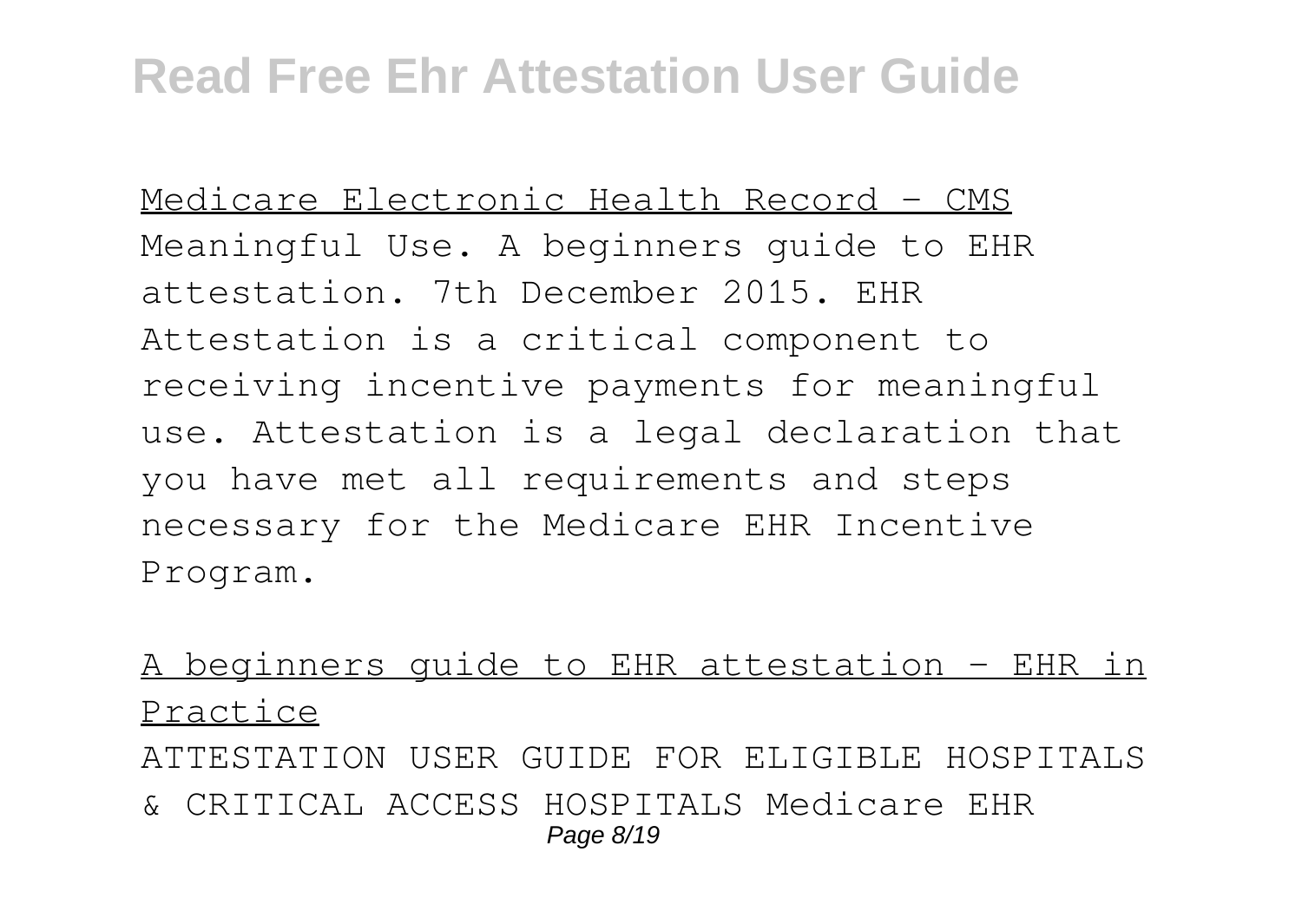Medicare Electronic Health Record - CMS

Meaningful Use. A beginners guide to EHR attestation. 7th December 2015. EHR Attestation is a critical component to receiving incentive payments for meaningful use. Attestation is a legal declaration that you have met all requirements and steps necessary for the Medicare EHR Incentive Program.

A beginners guide to EHR attestation - EHR in Practice

ATTESTATION USER GUIDE FOR ELIGIBLE HOSPITALS & CRITICAL ACCESS HOSPITALS Medicare EHR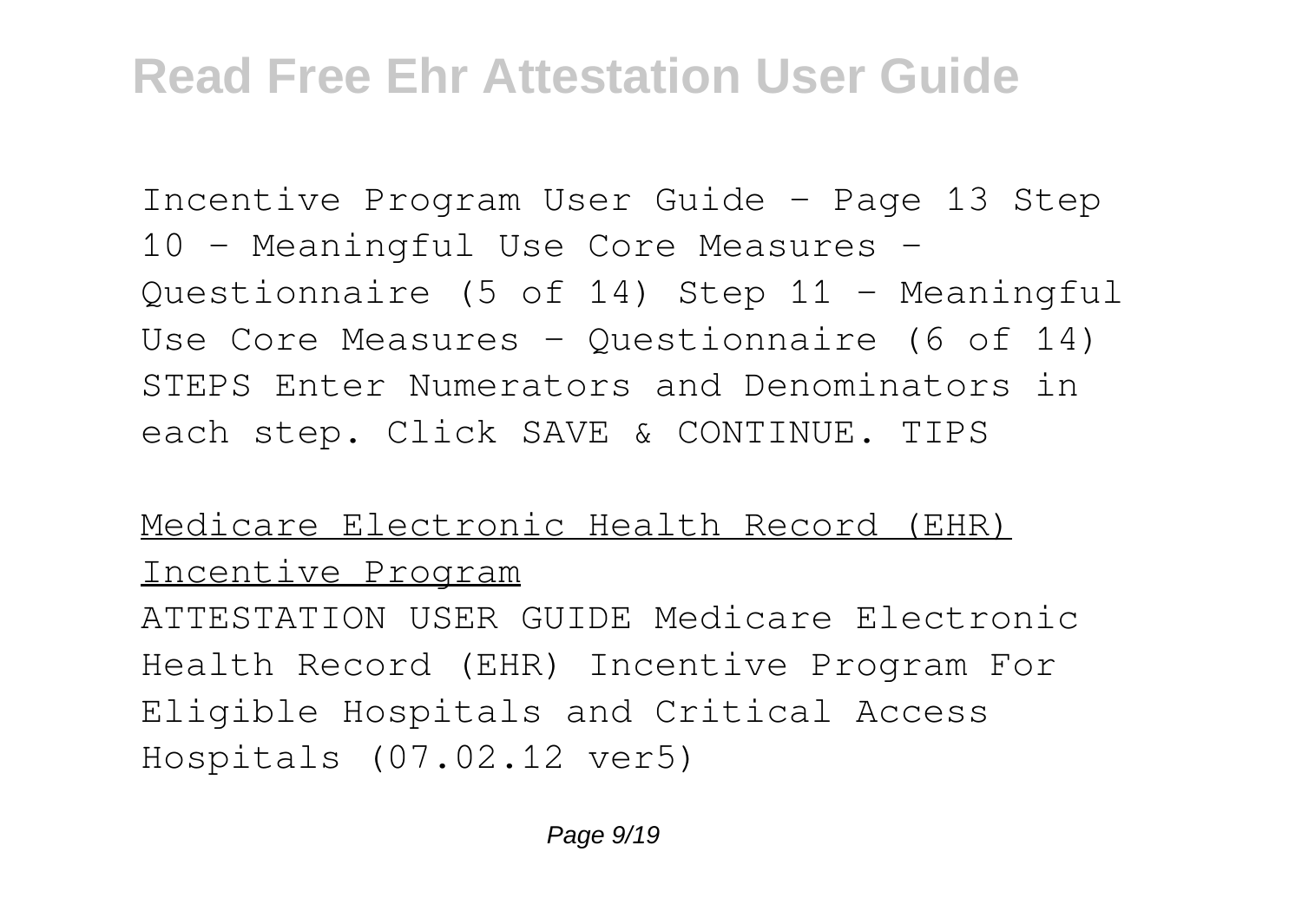Incentive Program User Guide – Page 13 Step 10 – Meaningful Use Core Measures – Questionnaire (5 of 14) Step 11 – Meaningful Use Core Measures – Questionnaire (6 of 14) STEPS Enter Numerators and Denominators in each step. Click SAVE & CONTINUE. TIPS

Medicare Electronic Health Record (EHR) Incentive Program

ATTESTATION USER GUIDE Medicare Electronic Health Record (EHR) Incentive Program For Eligible Hospitals and Critical Access Hospitals (07.02.12 ver5)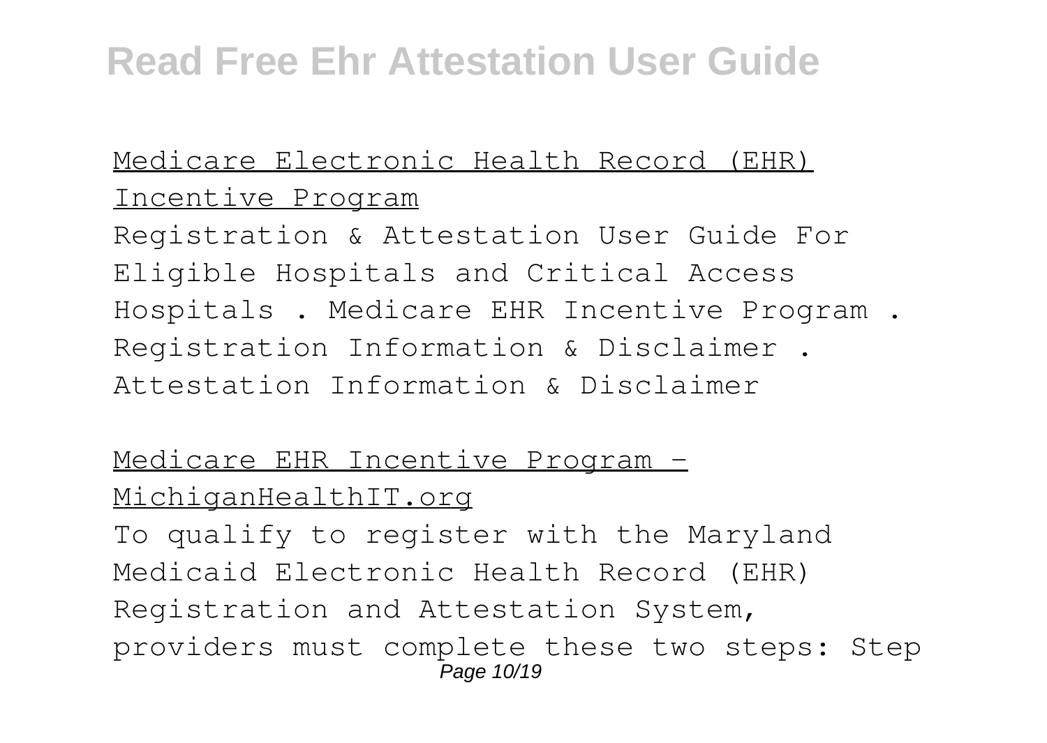Medicare Electronic Health Record (EHR) Incentive Program

Registration & Attestation User Guide For Eligible Hospitals and Critical Access Hospitals . Medicare EHR Incentive Program . Registration Information & Disclaimer . Attestation Information & Disclaimer

Medicare EHR Incentive Program - MichiganHealthIT.org

To qualify to register with the Maryland Medicaid Electronic Health Record (EHR) Registration and Attestation System, providers must complete these two steps: Step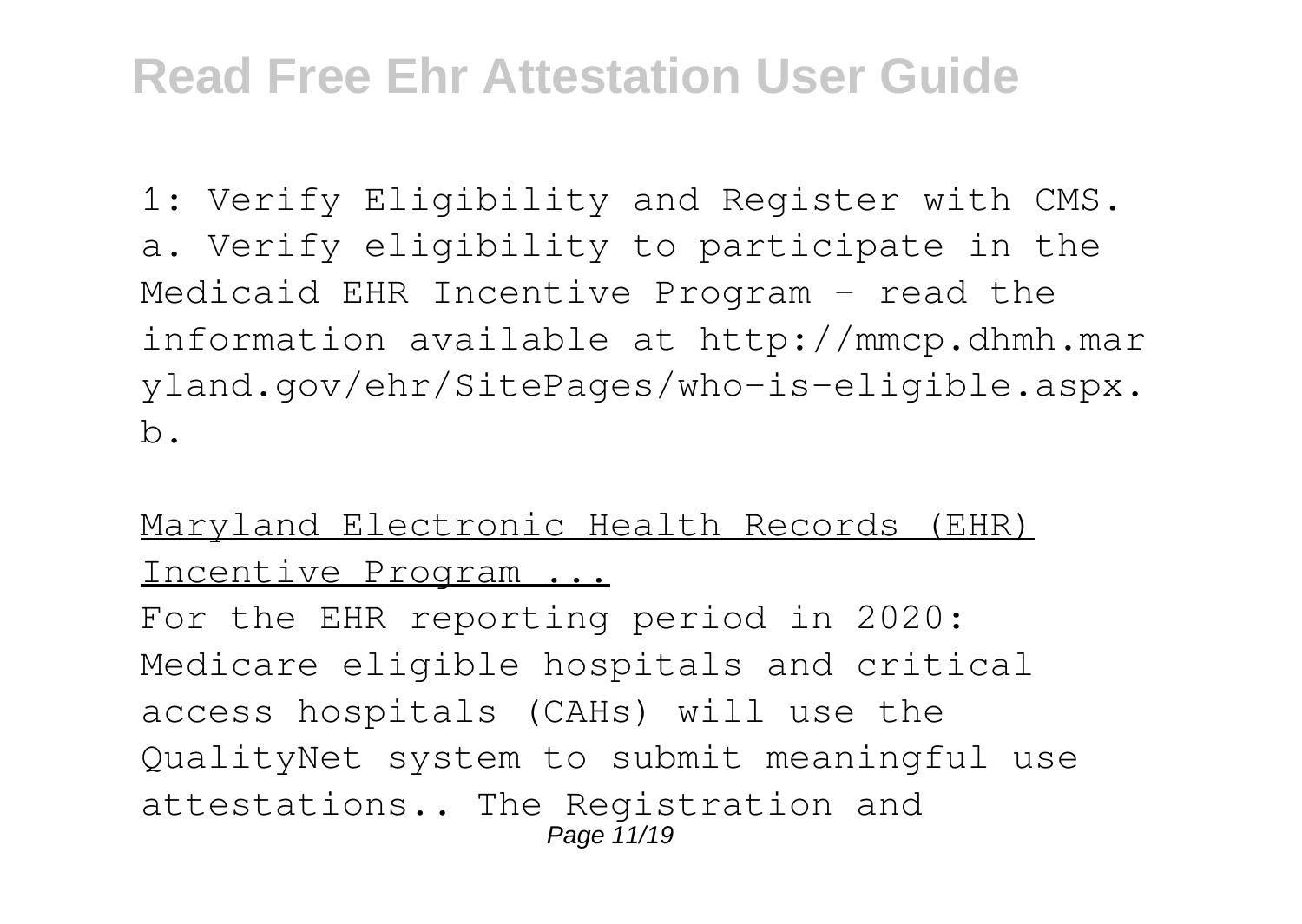1: Verify Eligibility and Register with CMS. a. Verify eligibility to participate in the Medicaid EHR Incentive Program - read the information available at http://mmcp.dhmh.maryland.gov/ehr/SitePages/who-is-eligible.aspx. b.

Maryland Electronic Health Records (EHR) Incentive Program ...

For the EHR reporting period in 2020: Medicare eligible hospitals and critical access hospitals (CAHs) will use the QualityNet system to submit meaningful use attestations.. The Registration and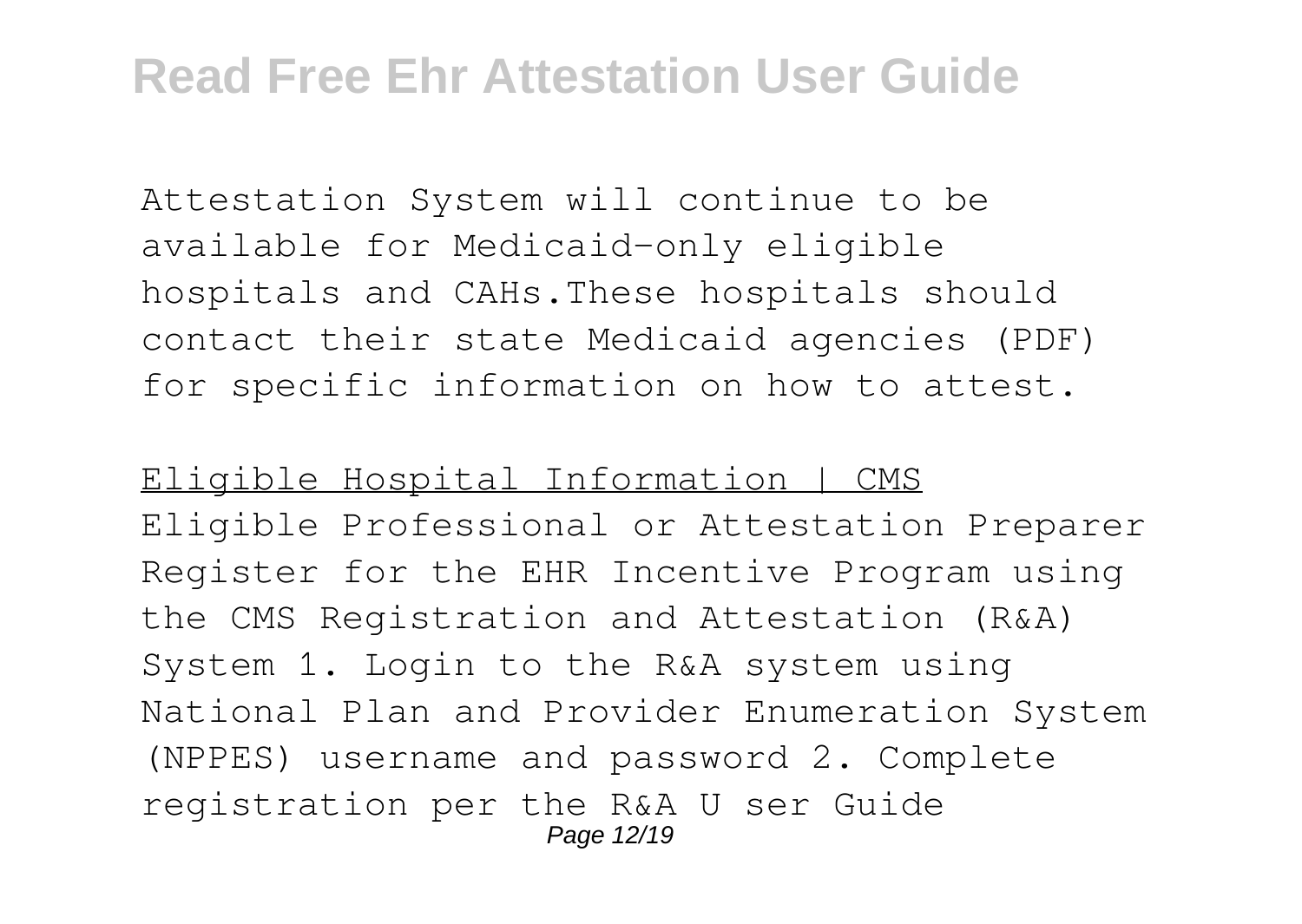Attestation System will continue to be available for Medicaid-only eligible hospitals and CAHs.These hospitals should contact their state Medicaid agencies (PDF) for specific information on how to attest.

Eligible Hospital Information | CMS

Eligible Professional or Attestation Preparer Register for the EHR Incentive Program using the CMS Registration and Attestation (R&A) System 1. Login to the R&A system using National Plan and Provider Enumeration System (NPPES) username and password 2. Complete registration per the R&A U ser Guide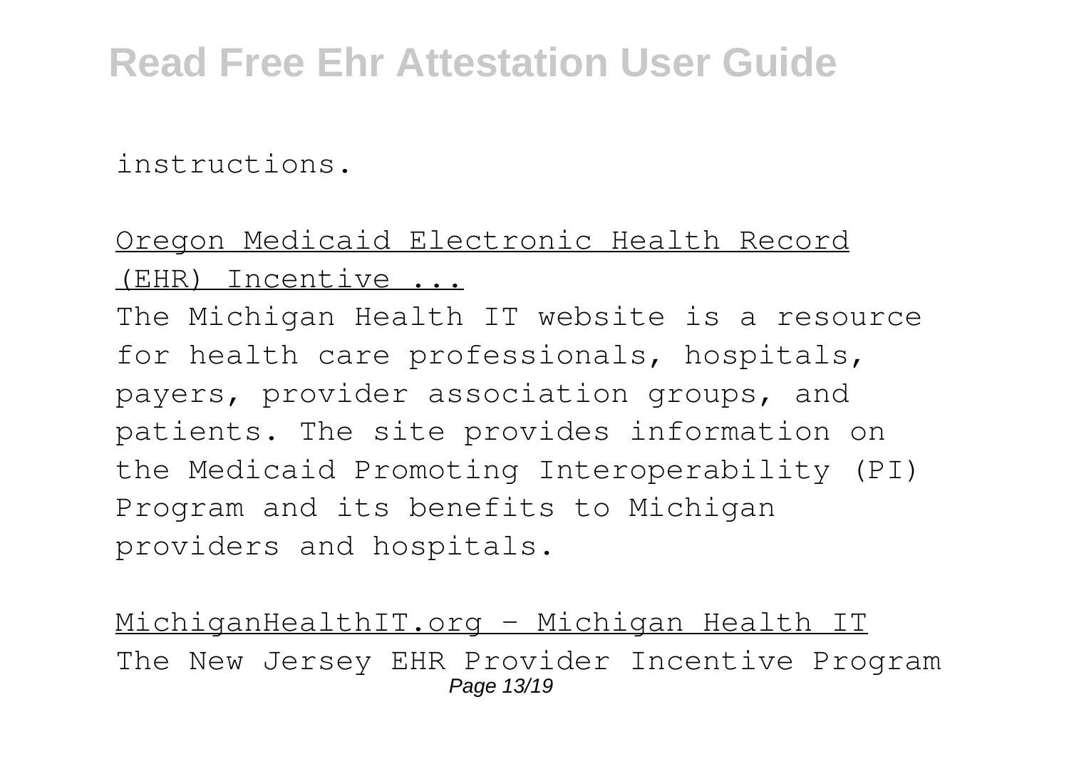instructions.

Oregon Medicaid Electronic Health Record (EHR) Incentive ...

The Michigan Health IT website is a resource for health care professionals, hospitals, payers, provider association groups, and patients. The site provides information on the Medicaid Promoting Interoperability (PI) Program and its benefits to Michigan providers and hospitals.

MichiganHealthIT.org - Michigan Health IT

The New Jersey EHR Provider Incentive Program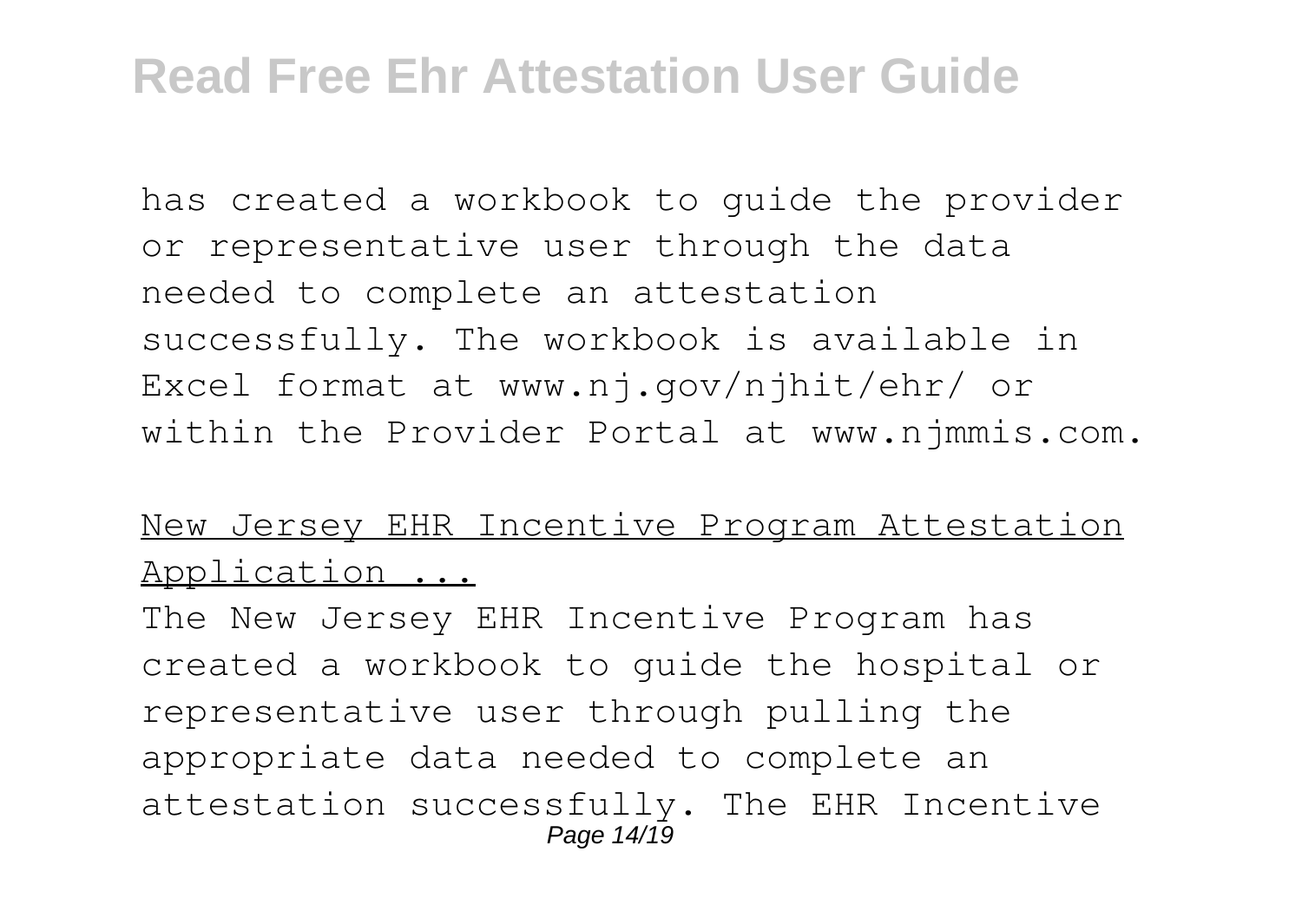has created a workbook to guide the provider or representative user through the data needed to complete an attestation successfully. The workbook is available in Excel format at www.nj.gov/njhit/ehr/ or within the Provider Portal at www.njmmis.com.

New Jersey EHR Incentive Program Attestation Application ...

The New Jersey EHR Incentive Program has created a workbook to guide the hospital or representative user through pulling the appropriate data needed to complete an attestation successfully. The EHR Incentive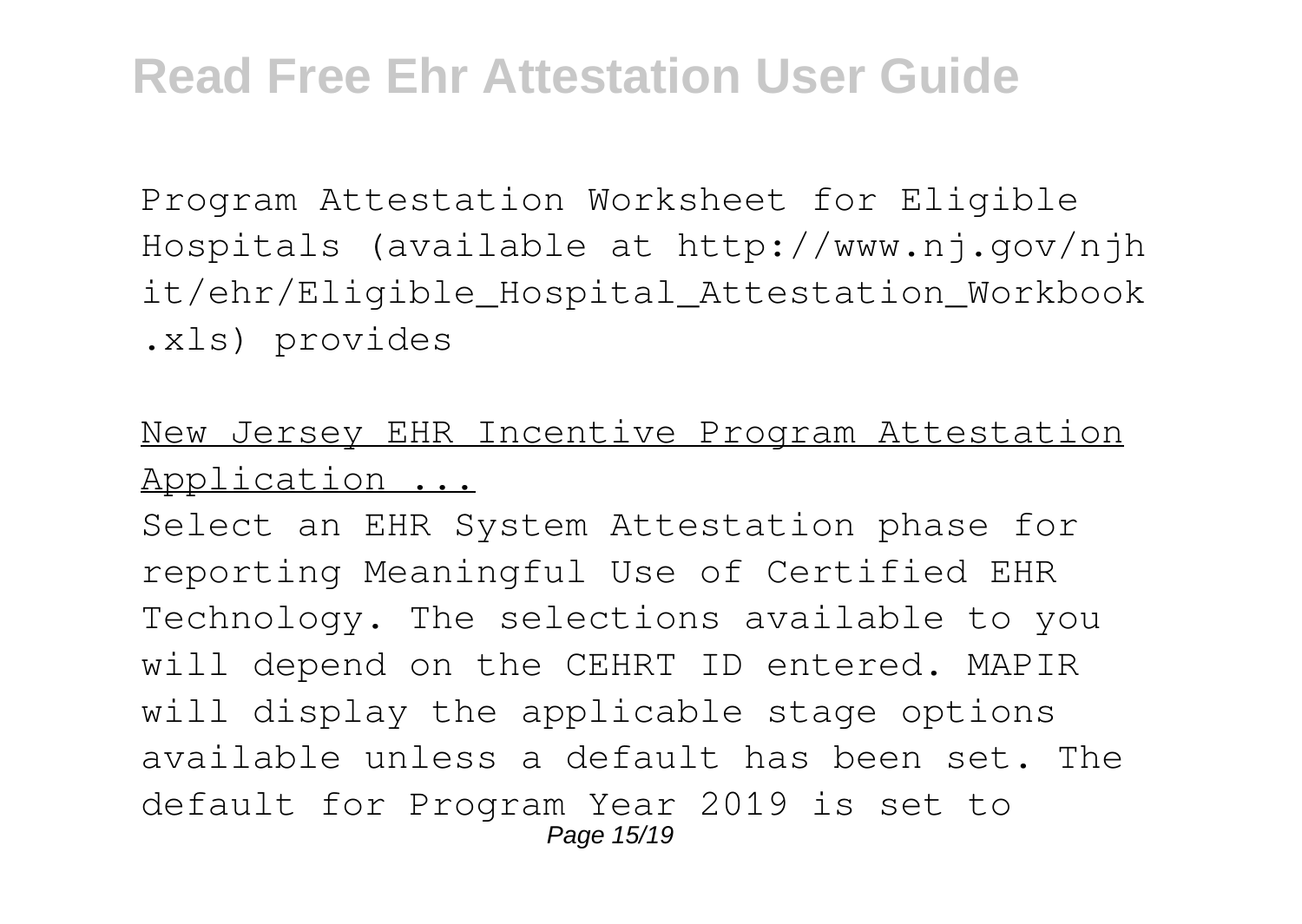Program Attestation Worksheet for Eligible Hospitals (available at http://www.nj.gov/njhit/ehr/Eligible_Hospital_Attestation_Workbook.xls) provides

New Jersey EHR Incentive Program Attestation Application ...

Select an EHR System Attestation phase for reporting Meaningful Use of Certified EHR Technology. The selections available to you will depend on the CEHRT ID entered. MAPIR will display the applicable stage options available unless a default has been set. The default for Program Year 2019 is set to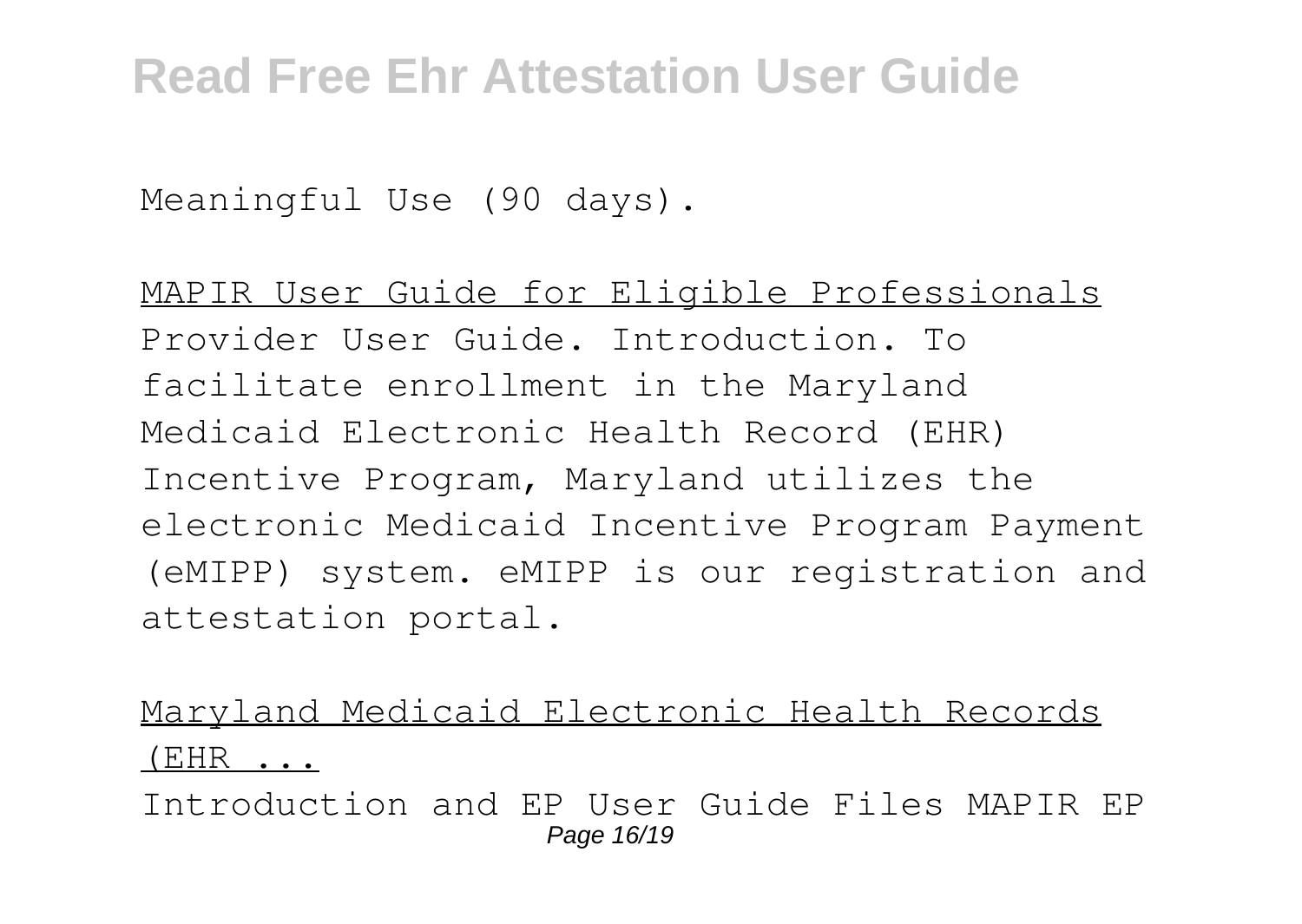Meaningful Use (90 days).

MAPIR User Guide for Eligible Professionals

Provider User Guide. Introduction. To facilitate enrollment in the Maryland Medicaid Electronic Health Record (EHR) Incentive Program, Maryland utilizes the electronic Medicaid Incentive Program Payment (eMIPP) system. eMIPP is our registration and attestation portal.

Maryland Medicaid Electronic Health Records (EHR ...

Introduction and EP User Guide Files MAPIR EP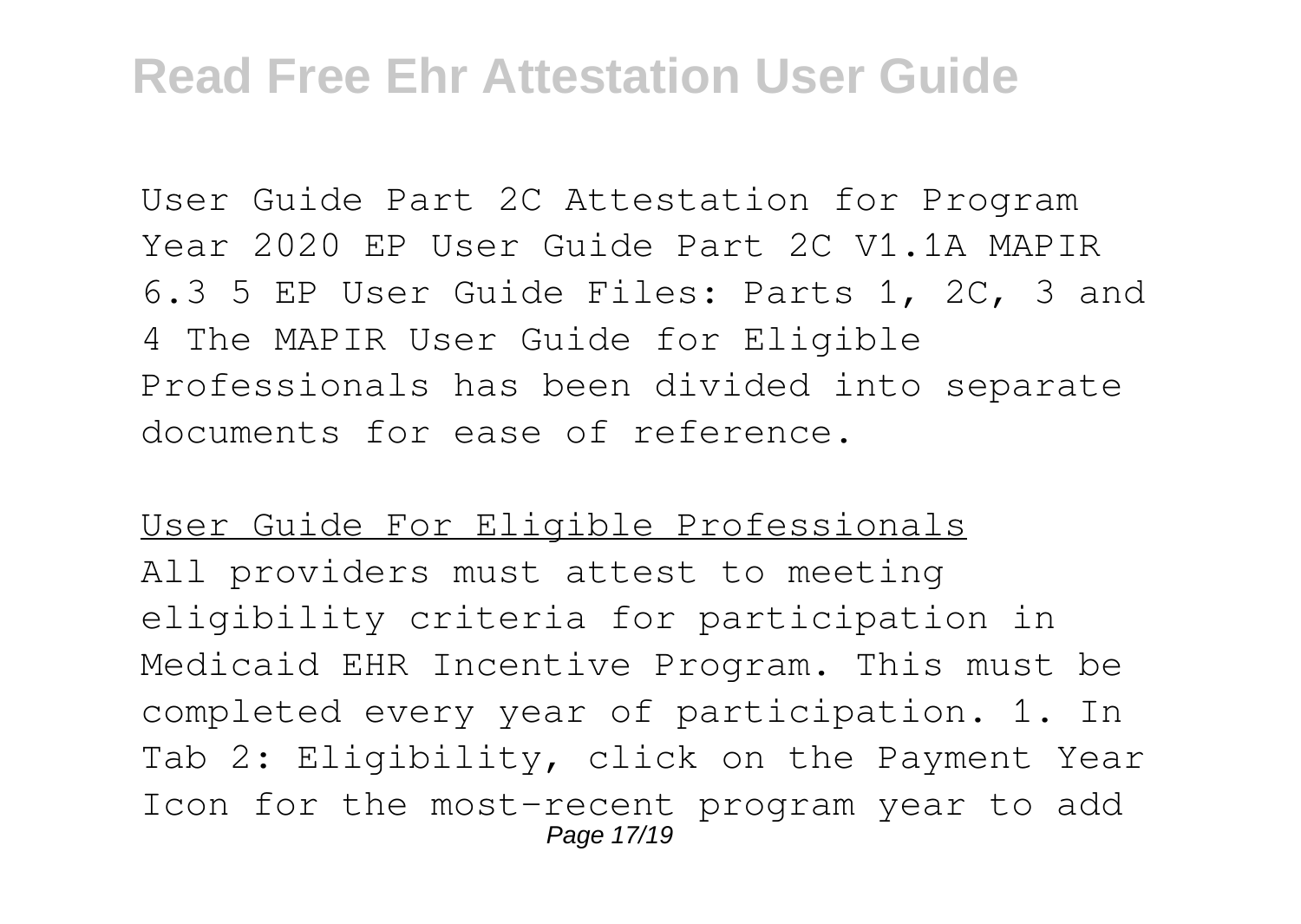User Guide Part 2C Attestation for Program Year 2020 EP User Guide Part 2C V1.1A MAPIR 6.3 5 EP User Guide Files: Parts 1, 2C, 3 and 4 The MAPIR User Guide for Eligible Professionals has been divided into separate documents for ease of reference.

User Guide For Eligible Professionals

All providers must attest to meeting eligibility criteria for participation in Medicaid EHR Incentive Program. This must be completed every year of participation. 1. In Tab 2: Eligibility, click on the Payment Year Icon for the most-recent program year to add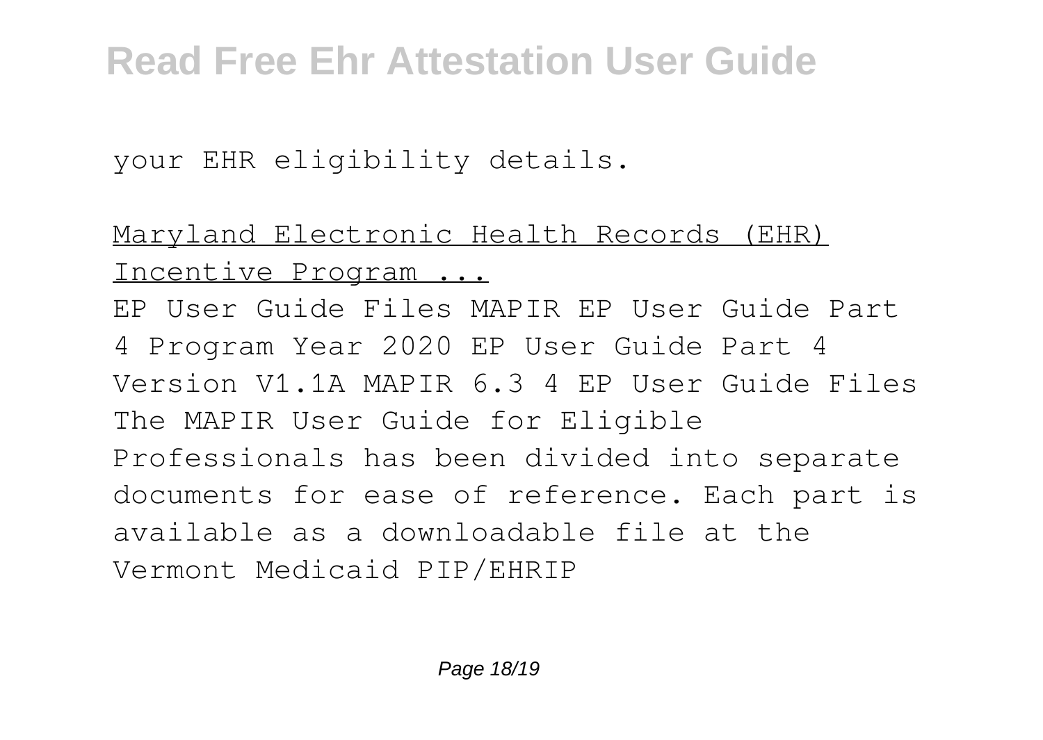your EHR eligibility details.

Maryland Electronic Health Records (EHR) Incentive Program ...

EP User Guide Files MAPIR EP User Guide Part 4 Program Year 2020 EP User Guide Part 4 Version V1.1A MAPIR 6.3 4 EP User Guide Files The MAPIR User Guide for Eligible Professionals has been divided into separate documents for ease of reference. Each part is available as a downloadable file at the Vermont Medicaid PIP/EHRIP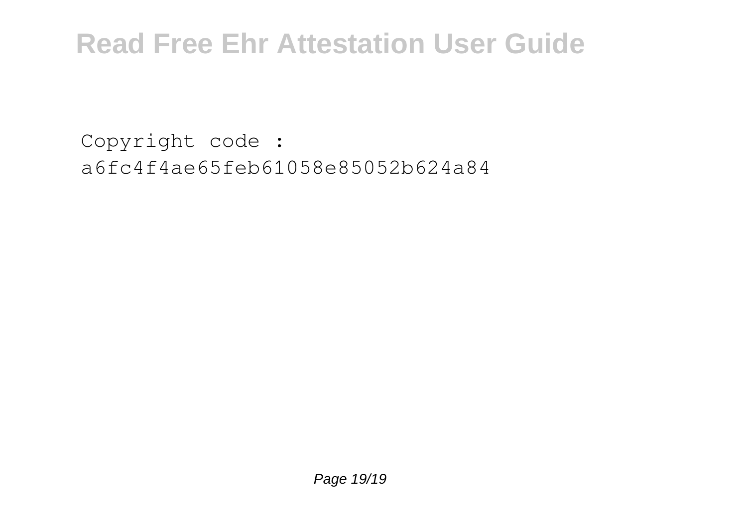Copyright code : a6fc4f4ae65feb61058e85052b624a84